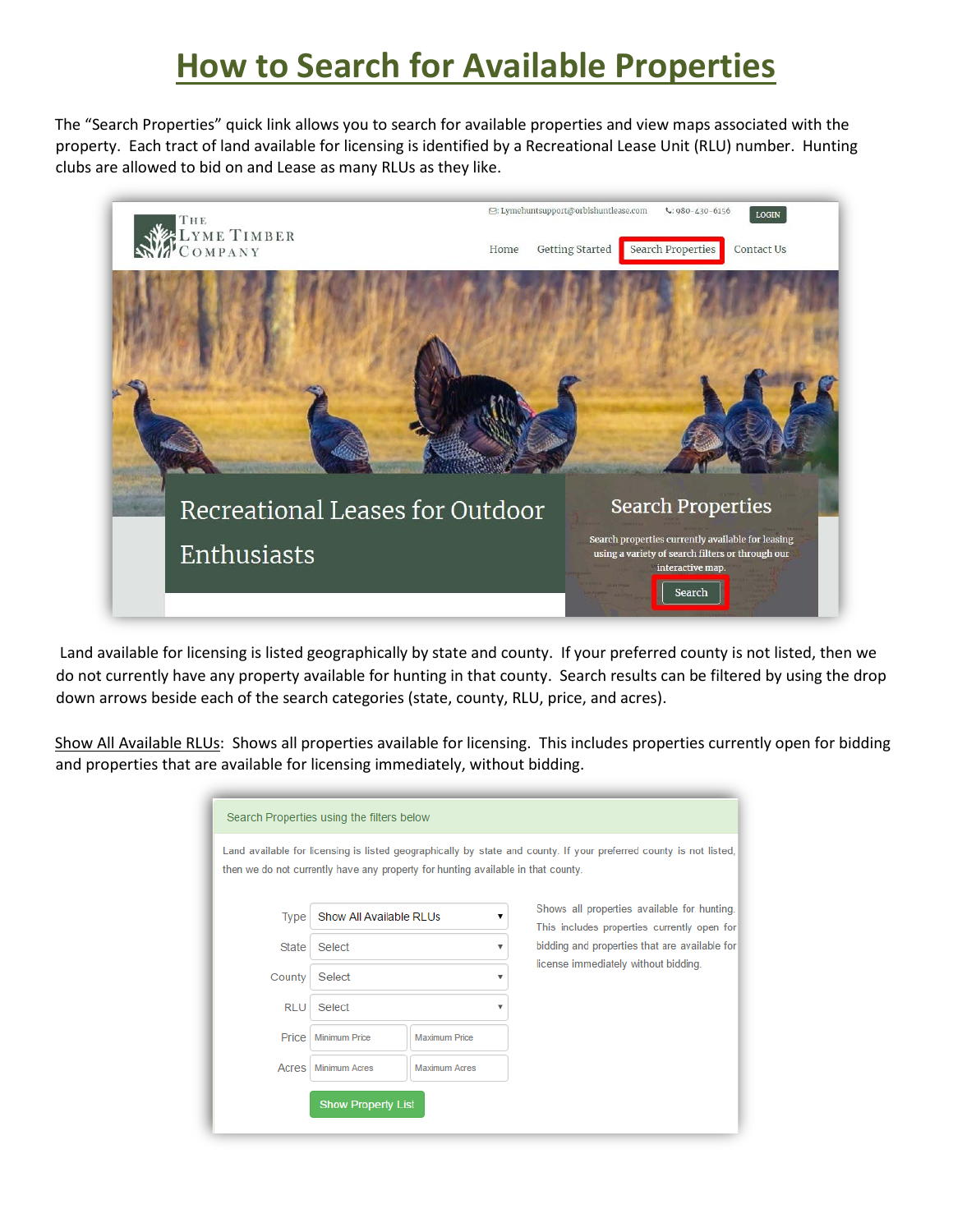# How to Search for Available Properties

The "Search Properties" quick link allows you to search for available properties and view maps associated with the property. Each tract of land available for licensing is identified by a Recreational Lease Unit (RLU) number. Hunting clubs are allowed to bid on and Lease as many RLUs as they like.

Land available for licensing is listed geographically by state and county. If your preferred county is not listed, then we do not currently have any property available for hunting in that county. Search results can be filtered by using the drop down arrows beside each of the search categories (state, county, RLU, price, and acres).

Show All Available RLUs: Shows all properties available for licensing. This includes properties currently open for bidding and properties that are available for licensing immediately, without bidding.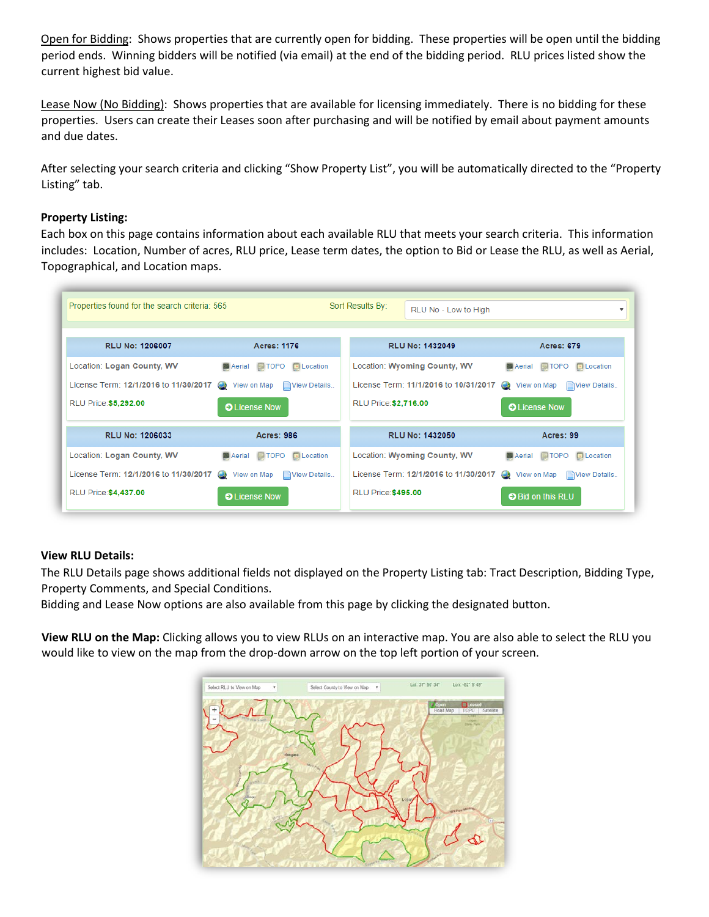<u>Open for Bidding</u>: Shows properties that are currently open for bidding. These properties will be open until the bidding period ends. Winning bidders will be notified (via email) at the end of the bidding period. RLU prices listed show the current highest bid value.

<u>Lease Now (No Bidding)</u>: Shows properties that are available for licensing immediately. There is no bidding for these properties. Users can create their Leases soon after purchasing and will be notified by email about payment amounts and due dates.

After selecting your search criteria and clicking "Show Property List", you will be automatically directed to the "Property Listing" tab.

**Property Listing:**

Each box on this page contains information about each available RLU that meets your search criteria. This information includes: Location, Number of acres, RLU price, Lease term dates, the option to Bid or Lease the RLU, as well as Aerial, Topographical, and Location maps.

**View RLU Details:**

The RLU Details page shows additional fields not displayed on the Property Listing tab: Tract Description, Bidding Type, Property Comments, and Special Conditions.

Bidding and Lease Now options are also available from this page by clicking the designated button.

**View RLU on the Map:** Clicking allows you to view RLUs on an interactive map. You are also able to select the RLU you would like to view on the map from the drop-down arrow on the top left portion of your screen.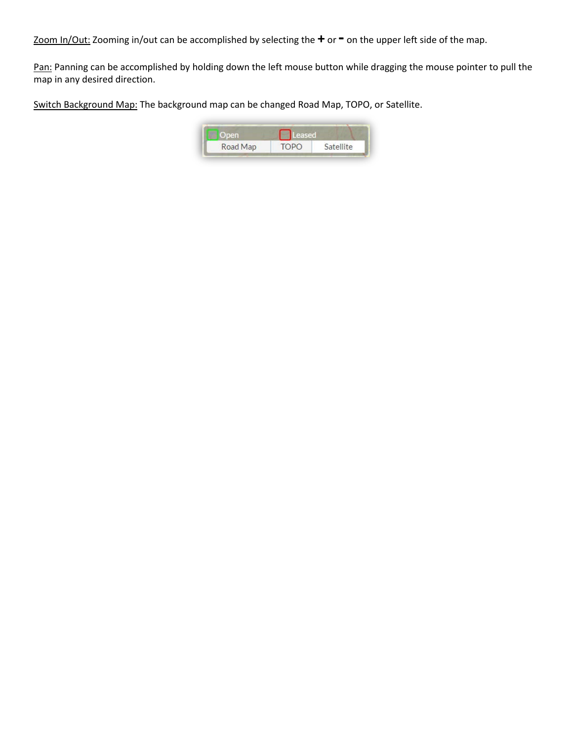Zoom In/Out: Zooming in/out can be accomplished by selecting the **+** or **-** on the upper left side of the map.

Pan: Panning can be accomplished by holding down the left mouse button while dragging the mouse pointer to pull the map in any desired direction.

Switch Background Map: The background map can be changed Road Map, TOPO, or Satellite.

Open Leased

Road Map TOPO Satellite